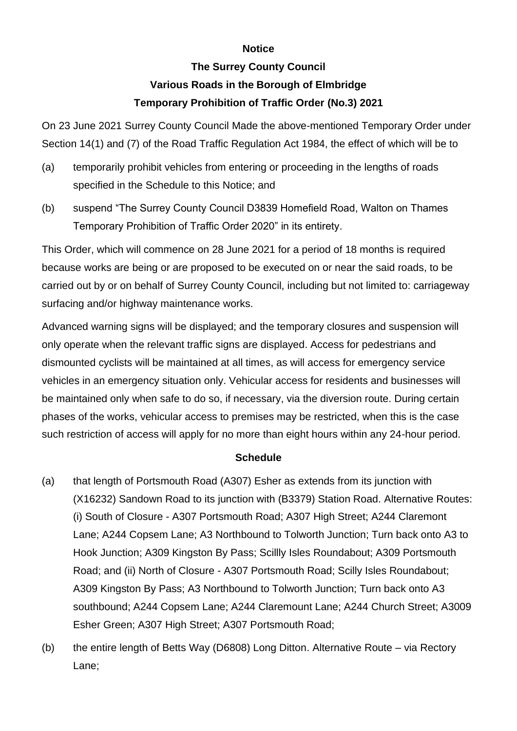**Notice**

**The Surrey County Council**

**Various Roads in the Borough of Elmbridge**

**Temporary Prohibition of Traffic Order (No.3) 2021**

On 23 June 2021 Surrey County Council Made the above-mentioned Temporary Order under Section 14(1) and (7) of the Road Traffic Regulation Act 1984, the effect of which will be to

(a) temporarily prohibit vehicles from entering or proceeding in the lengths of roads specified in the Schedule to this Notice; and

(b) suspend "The Surrey County Council D3839 Homefield Road, Walton on Thames Temporary Prohibition of Traffic Order 2020" in its entirety.

This Order, which will commence on 28 June 2021 for a period of 18 months is required because works are being or are proposed to be executed on or near the said roads, to be carried out by or on behalf of Surrey County Council, including but not limited to: carriageway surfacing and/or highway maintenance works.

Advanced warning signs will be displayed; and the temporary closures and suspension will only operate when the relevant traffic signs are displayed. Access for pedestrians and dismounted cyclists will be maintained at all times, as will access for emergency service vehicles in an emergency situation only. Vehicular access for residents and businesses will be maintained only when safe to do so, if necessary, via the diversion route. During certain phases of the works, vehicular access to premises may be restricted, when this is the case such restriction of access will apply for no more than eight hours within any 24-hour period.

**Schedule**

(a) that length of Portsmouth Road (A307) Esher as extends from its junction with (X16232) Sandown Road to its junction with (B3379) Station Road. Alternative Routes: (i) South of Closure - A307 Portsmouth Road; A307 High Street; A244 Claremont Lane; A244 Copsem Lane; A3 Northbound to Tolworth Junction; Turn back onto A3 to Hook Junction; A309 Kingston By Pass; Scillly Isles Roundabout; A309 Portsmouth Road; and (ii) North of Closure - A307 Portsmouth Road; Scilly Isles Roundabout; A309 Kingston By Pass; A3 Northbound to Tolworth Junction; Turn back onto A3 southbound; A244 Copsem Lane; A244 Claremount Lane; A244 Church Street; A3009 Esher Green; A307 High Street; A307 Portsmouth Road;

(b) the entire length of Betts Way (D6808) Long Ditton. Alternative Route – via Rectory Lane;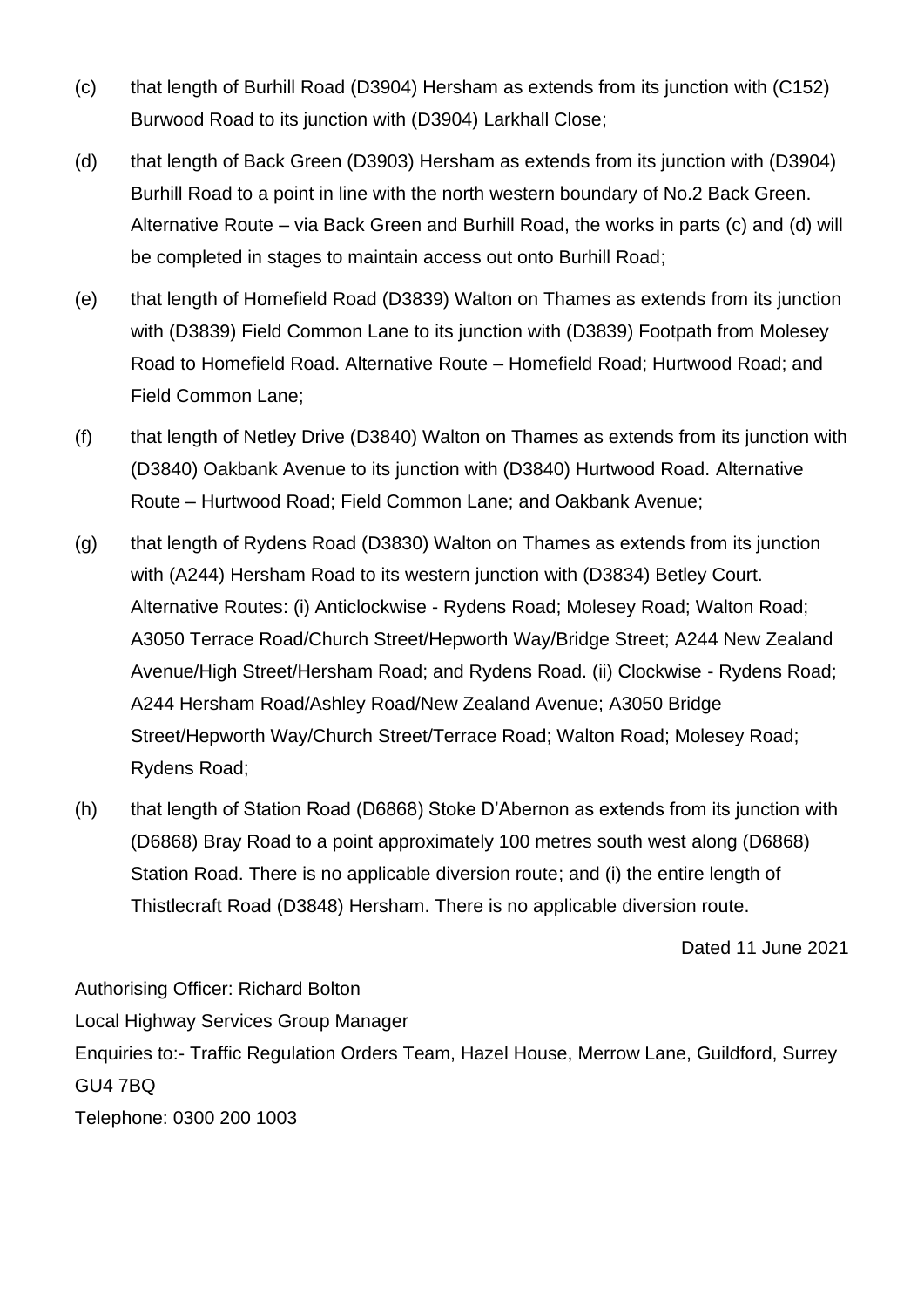(c) that length of Burhill Road (D3904) Hersham as extends from its junction with (C152) Burwood Road to its junction with (D3904) Larkhall Close;

(d) that length of Back Green (D3903) Hersham as extends from its junction with (D3904) Burhill Road to a point in line with the north western boundary of No.2 Back Green. Alternative Route – via Back Green and Burhill Road, the works in parts (c) and (d) will be completed in stages to maintain access out onto Burhill Road;

(e) that length of Homefield Road (D3839) Walton on Thames as extends from its junction with (D3839) Field Common Lane to its junction with (D3839) Footpath from Molesey Road to Homefield Road. Alternative Route – Homefield Road; Hurtwood Road; and Field Common Lane;

(f) that length of Netley Drive (D3840) Walton on Thames as extends from its junction with (D3840) Oakbank Avenue to its junction with (D3840) Hurtwood Road. Alternative Route – Hurtwood Road; Field Common Lane; and Oakbank Avenue;

(g) that length of Rydens Road (D3830) Walton on Thames as extends from its junction with (A244) Hersham Road to its western junction with (D3834) Betley Court. Alternative Routes: (i) Anticlockwise - Rydens Road; Molesey Road; Walton Road; A3050 Terrace Road/Church Street/Hepworth Way/Bridge Street; A244 New Zealand Avenue/High Street/Hersham Road; and Rydens Road. (ii) Clockwise - Rydens Road; A244 Hersham Road/Ashley Road/New Zealand Avenue; A3050 Bridge Street/Hepworth Way/Church Street/Terrace Road; Walton Road; Molesey Road; Rydens Road;

(h) that length of Station Road (D6868) Stoke D'Abernon as extends from its junction with (D6868) Bray Road to a point approximately 100 metres south west along (D6868) Station Road. There is no applicable diversion route; and (i) the entire length of Thistlecraft Road (D3848) Hersham. There is no applicable diversion route.

Dated 11 June 2021

Authorising Officer: Richard Bolton

Local Highway Services Group Manager

Enquiries to:- Traffic Regulation Orders Team, Hazel House, Merrow Lane, Guildford, Surrey GU4 7BQ

Telephone: 0300 200 1003